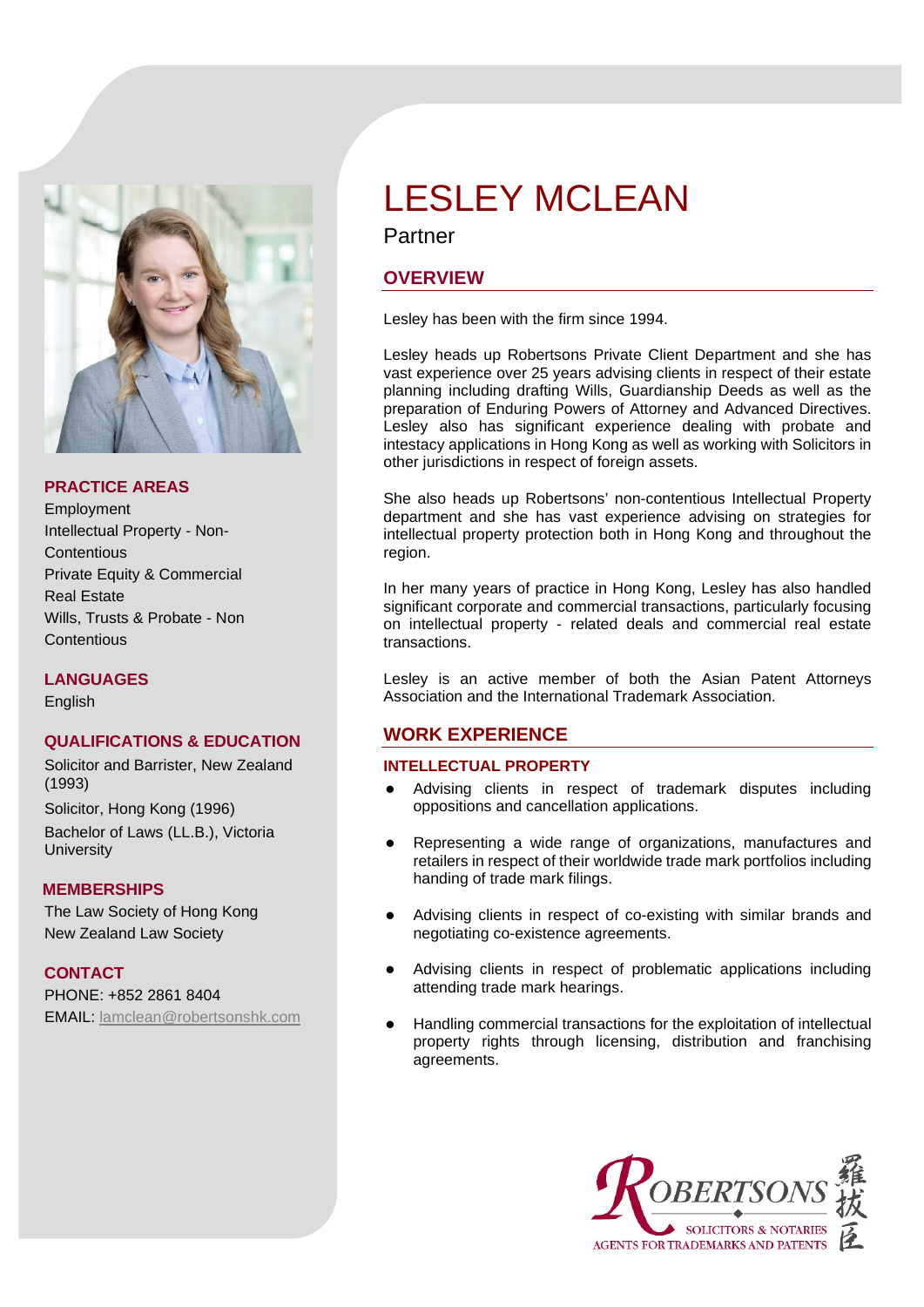# LESLEY MCLEAN

Partner

## OVERVIEW

Lesley has been with the firm since 1994.

Lesley heads up Robertsons Private Client Department and she has vast experience over 25 years advising clients in respect of their estate planning including drafting Wills, Guardianship Deeds as well as the preparation of Enduring Powers of Attorney and Advanced Directives. Lesley also has significant experience dealing with probate and intestacy applications in Hong Kong as well as working with Solicitors in other jurisdictions in respect of foreign assets.

She also heads up Robertsons' non-contentious Intellectual Property department and she has vast experience advising on strategies for intellectual property protection both in Hong Kong and throughout the region.

In her many years of practice in Hong Kong, Lesley has also handled significant corporate and commercial transactions, particularly focusing on intellectual property - related deals and commercial real estate transactions.

Lesley is an active member of both the Asian Patent Attorneys Association and the International Trademark Association.

## PRACTICE AREAS

Employment
Intellectual Property - Non-Contentious
Private Equity & Commercial
Real Estate
Wills, Trusts & Probate - Non Contentious

## LANGUAGES

English

## QUALIFICATIONS & EDUCATION

Solicitor and Barrister, New Zealand (1993)

Solicitor, Hong Kong (1996)

Bachelor of Laws (LL.B.), Victoria University

## MEMBERSHIPS

The Law Society of Hong Kong
New Zealand Law Society

## CONTACT

PHONE: +852 2861 8404
EMAIL: lamclean@robertsonshk.com

## WORK EXPERIENCE

### INTELLECTUAL PROPERTY

- Advising clients in respect of trademark disputes including oppositions and cancellation applications.
- Representing a wide range of organizations, manufactures and retailers in respect of their worldwide trade mark portfolios including handing of trade mark filings.
- Advising clients in respect of co-existing with similar brands and negotiating co-existence agreements.
- Advising clients in respect of problematic applications including attending trade mark hearings.
- Handling commercial transactions for the exploitation of intellectual property rights through licensing, distribution and franchising agreements.

ROBERTSONS 羅拔臣
SOLICITORS & NOTARIES
AGENTS FOR TRADEMARKS AND PATENTS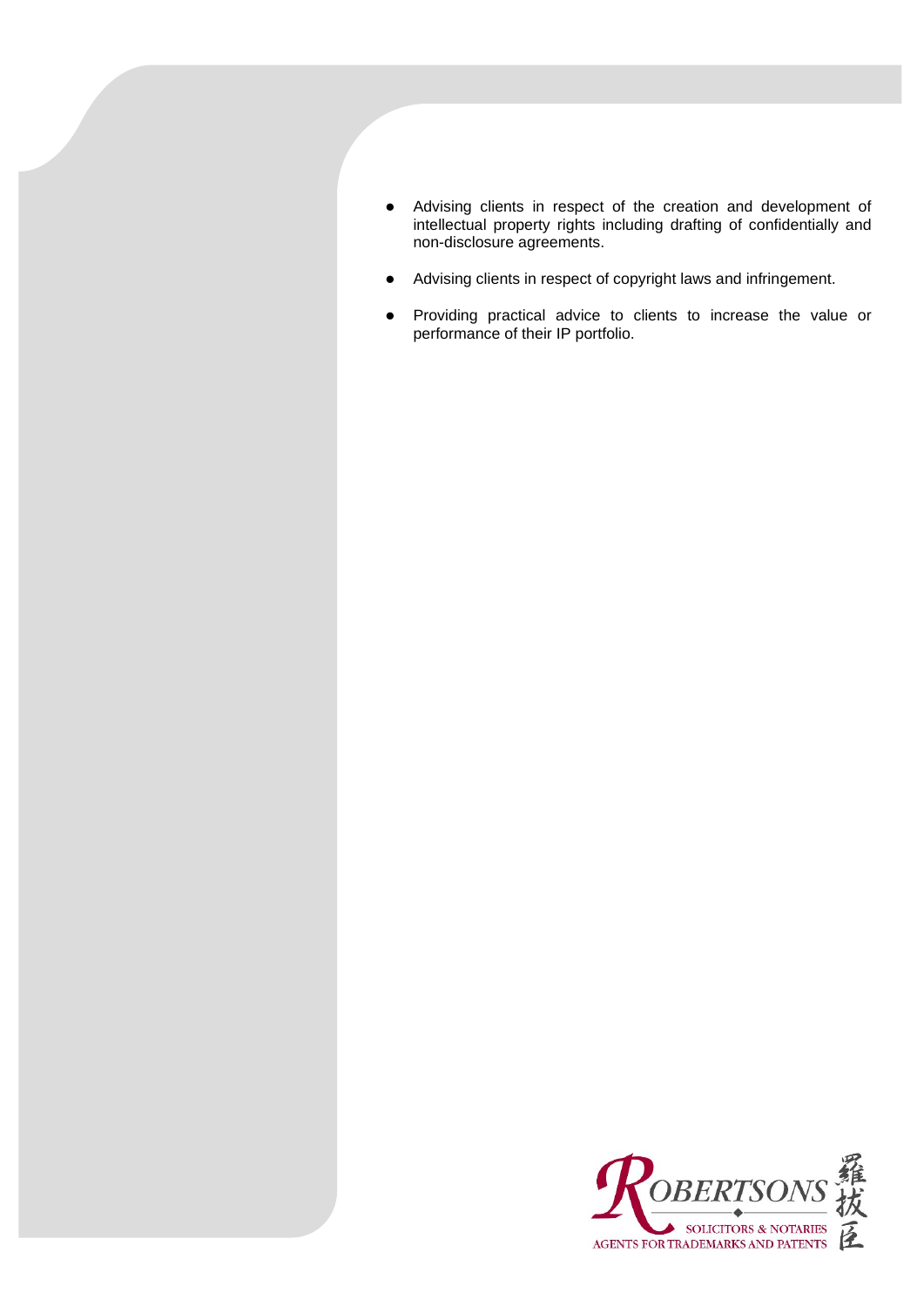- Advising clients in respect of the creation and development of intellectual property rights including drafting of confidentially and non-disclosure agreements.
- Advising clients in respect of copyright laws and infringement.
- Providing practical advice to clients to increase the value or performance of their IP portfolio.

ROBERTSONS 羅拔臣
SOLICITORS & NOTARIES
AGENTS FOR TRADEMARKS AND PATENTS